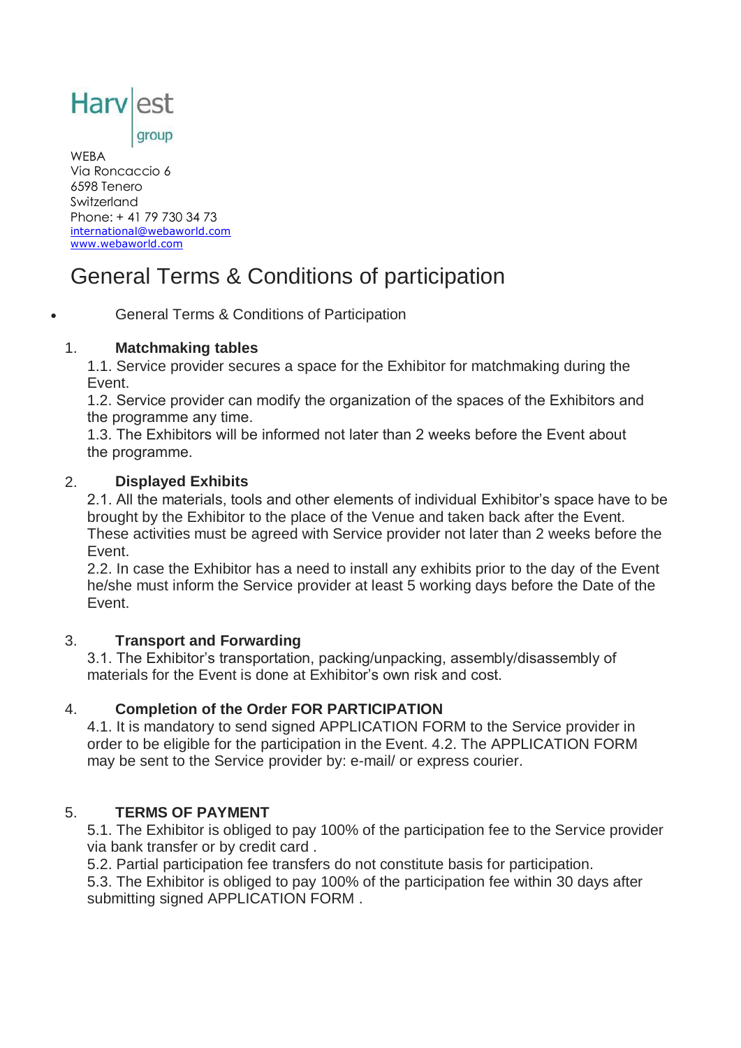Harvest group

WEBA
Via Roncaccio 6
6598 Tenero
Switzerland
Phone: + 41 79 730 34 73
international@webaworld.com
www.webaworld.com

# General Terms & Conditions of participation

- General Terms & Conditions of Participation

1. **Matchmaking tables**

   1.1. Service provider secures a space for the Exhibitor for matchmaking during the Event.
   1.2. Service provider can modify the organization of the spaces of the Exhibitors and the programme any time.
   1.3. The Exhibitors will be informed not later than 2 weeks before the Event about the programme.

2. **Displayed Exhibits**

   2.1. All the materials, tools and other elements of individual Exhibitor's space have to be brought by the Exhibitor to the place of the Venue and taken back after the Event. These activities must be agreed with Service provider not later than 2 weeks before the Event.
   2.2. In case the Exhibitor has a need to install any exhibits prior to the day of the Event he/she must inform the Service provider at least 5 working days before the Date of the Event.

3. **Transport and Forwarding**

   3.1. The Exhibitor's transportation, packing/unpacking, assembly/disassembly of materials for the Event is done at Exhibitor's own risk and cost.

4. **Completion of the Order FOR PARTICIPATION**

   4.1. It is mandatory to send signed APPLICATION FORM to the Service provider in order to be eligible for the participation in the Event. 4.2. The APPLICATION FORM may be sent to the Service provider by: e-mail/ or express courier.

5. **TERMS OF PAYMENT**

   5.1. The Exhibitor is obliged to pay 100% of the participation fee to the Service provider via bank transfer or by credit card .
   5.2. Partial participation fee transfers do not constitute basis for participation.
   5.3. The Exhibitor is obliged to pay 100% of the participation fee within 30 days after submitting signed APPLICATION FORM .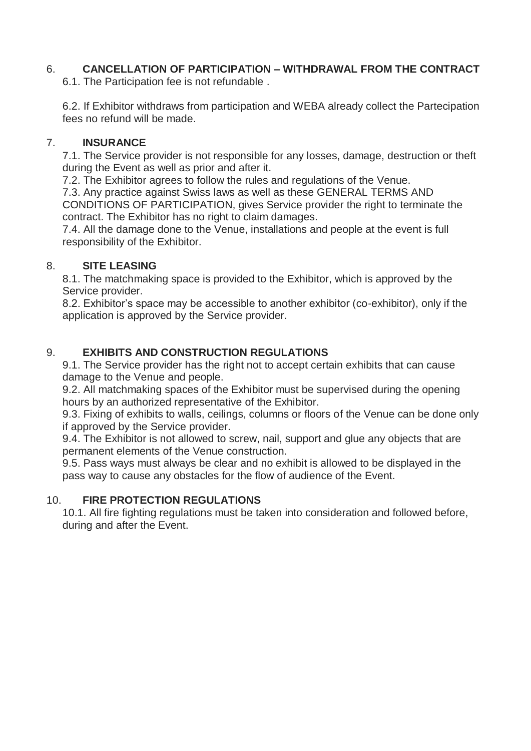## 6. CANCELLATION OF PARTICIPATION – WITHDRAWAL FROM THE CONTRACT

6.1. The Participation fee is not refundable .

6.2. If Exhibitor withdraws from participation and WEBA already collect the Partecipation fees no refund will be made.

## 7. INSURANCE

7.1. The Service provider is not responsible for any losses, damage, destruction or theft during the Event as well as prior and after it.

7.2. The Exhibitor agrees to follow the rules and regulations of the Venue.

7.3. Any practice against Swiss laws as well as these GENERAL TERMS AND CONDITIONS OF PARTICIPATION, gives Service provider the right to terminate the contract. The Exhibitor has no right to claim damages.

7.4. All the damage done to the Venue, installations and people at the event is full responsibility of the Exhibitor.

## 8. SITE LEASING

8.1. The matchmaking space is provided to the Exhibitor, which is approved by the Service provider.

8.2. Exhibitor's space may be accessible to another exhibitor (co-exhibitor), only if the application is approved by the Service provider.

## 9. EXHIBITS AND CONSTRUCTION REGULATIONS

9.1. The Service provider has the right not to accept certain exhibits that can cause damage to the Venue and people.

9.2. All matchmaking spaces of the Exhibitor must be supervised during the opening hours by an authorized representative of the Exhibitor.

9.3. Fixing of exhibits to walls, ceilings, columns or floors of the Venue can be done only if approved by the Service provider.

9.4. The Exhibitor is not allowed to screw, nail, support and glue any objects that are permanent elements of the Venue construction.

9.5. Pass ways must always be clear and no exhibit is allowed to be displayed in the pass way to cause any obstacles for the flow of audience of the Event.

## 10. FIRE PROTECTION REGULATIONS

10.1. All fire fighting regulations must be taken into consideration and followed before, during and after the Event.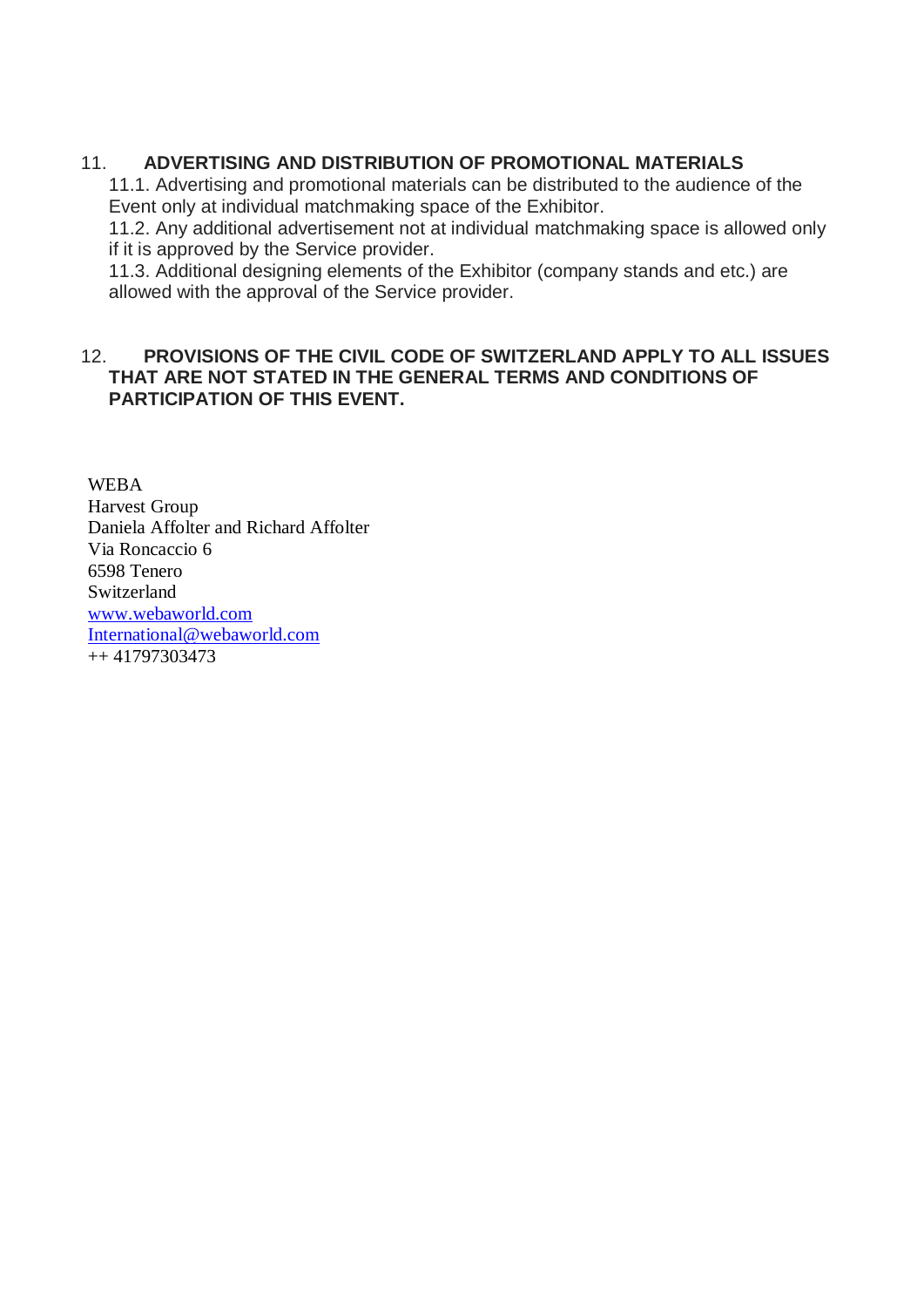## 11. ADVERTISING AND DISTRIBUTION OF PROMOTIONAL MATERIALS

11.1. Advertising and promotional materials can be distributed to the audience of the Event only at individual matchmaking space of the Exhibitor.

11.2. Any additional advertisement not at individual matchmaking space is allowed only if it is approved by the Service provider.

11.3. Additional designing elements of the Exhibitor (company stands and etc.) are allowed with the approval of the Service provider.

## 12. PROVISIONS OF THE CIVIL CODE OF SWITZERLAND APPLY TO ALL ISSUES THAT ARE NOT STATED IN THE GENERAL TERMS AND CONDITIONS OF PARTICIPATION OF THIS EVENT.

WEBA
Harvest Group
Daniela Affolter and Richard Affolter
Via Roncaccio 6
6598 Tenero
Switzerland
www.webaworld.com
International@webaworld.com
++ 41797303473